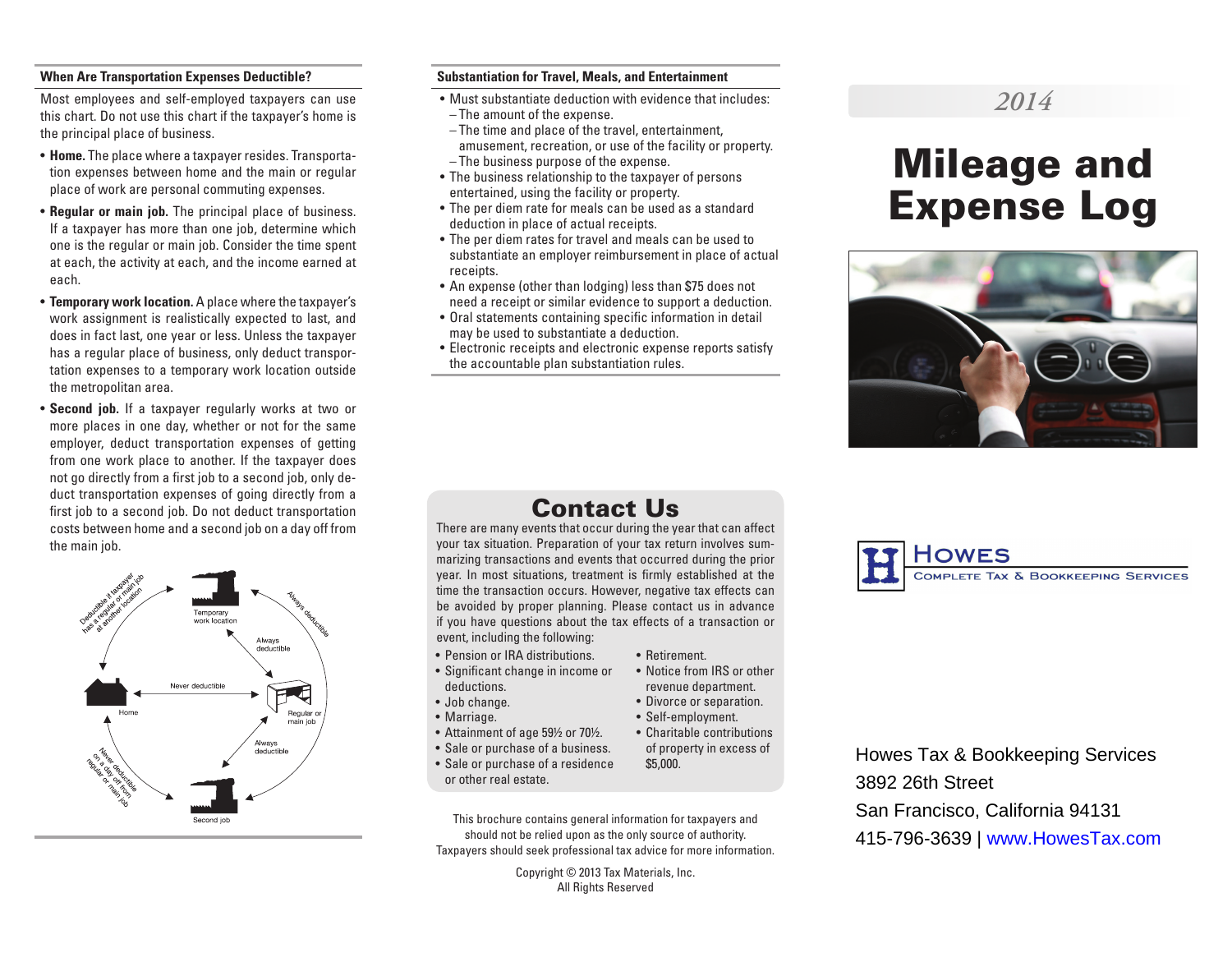## When Are Transportation Expenses Deductible?

Most employees and self-employed taxpayers can use this chart. Do not use this chart if the taxpayer's home is the principal place of business.

- **Home.** The place where a taxpayer resides. Transportation expenses between home and the main or regular place of work are personal commuting expenses.
- **Regular or main job.** The principal place of business. If a taxpayer has more than one job, determine which one is the regular or main job. Consider the time spent at each, the activity at each, and the income earned at each.
- **Temporary work location.** A place where the taxpayer's work assignment is realistically expected to last, and does in fact last, one year or less. Unless the taxpayer has a regular place of business, only deduct transportation expenses to a temporary work location outside the metropolitan area.
- **Second job.** If a taxpayer regularly works at two or more places in one day, whether or not for the same employer, deduct transportation expenses of getting from one work place to another. If the taxpayer does not go directly from a first job to a second job, only deduct transportation expenses of going directly from a first job to a second job. Do not deduct transportation costs between home and a second job on a day off from the main job.

Deductible if taxpayer has a regular or main job at another location

Temporary work location

Always deductible

Always deductible

Never deductible

Home

Regular or main job

Always deductible

Never deductible on a day off from regular or main job

Second job

## Substantiation for Travel, Meals, and Entertainment

- Must substantiate deduction with evidence that includes:
  - The amount of the expense.
  - The time and place of the travel, entertainment, amusement, recreation, or use of the facility or property.
  - The business purpose of the expense.
- The business relationship to the taxpayer of persons entertained, using the facility or property.
- The per diem rate for meals can be used as a standard deduction in place of actual receipts.
- The per diem rates for travel and meals can be used to substantiate an employer reimbursement in place of actual receipts.
- An expense (other than lodging) less than $75 does not need a receipt or similar evidence to support a deduction.
- Oral statements containing specific information in detail may be used to substantiate a deduction.
- Electronic receipts and electronic expense reports satisfy the accountable plan substantiation rules.

## Contact Us

There are many events that occur during the year that can affect your tax situation. Preparation of your tax return involves summarizing transactions and events that occurred during the prior year. In most situations, treatment is firmly established at the time the transaction occurs. However, negative tax effects can be avoided by proper planning. Please contact us in advance if you have questions about the tax effects of a transaction or event, including the following:

- Pension or IRA distributions.
- Significant change in income or deductions.
- Job change.
- Marriage.
- Attainment of age 59½ or 70½.
- Sale or purchase of a business.
- Sale or purchase of a residence or other real estate.
- Retirement.
- Notice from IRS or other revenue department.
- Divorce or separation.
- Self-employment.
- Charitable contributions of property in excess of $5,000.

This brochure contains general information for taxpayers and should not be relied upon as the only source of authority. Taxpayers should seek professional tax advice for more information.

Copyright © 2013 Tax Materials, Inc.
All Rights Reserved

*2014*

# Mileage and Expense Log

HOWES
COMPLETE TAX & BOOKKEEPING SERVICES

Howes Tax & Bookkeeping Services
3892 26th Street
San Francisco, California 94131
415-796-3639 | www.HowesTax.com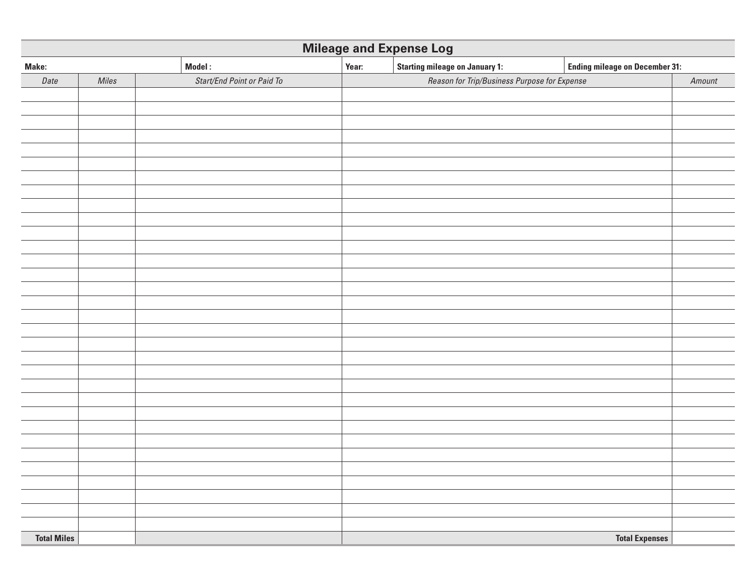# Mileage and Expense Log

| Make: | Model : | Year: | Starting mileage on January 1: | Ending mileage on December 31: |
|---|---|---|---|---|

| *Date* | *Miles* | *Start/End Point or Paid To* | *Reason for Trip/Business Purpose for Expense* | *Amount* |
|---|---|---|---|---|
| | | | | |
| | | | | |
| | | | | |
| | | | | |
| | | | | |
| | | | | |
| | | | | |
| | | | | |
| | | | | |
| | | | | |
| | | | | |
| | | | | |
| | | | | |
| | | | | |
| | | | | |
| | | | | |
| | | | | |
| | | | | |
| | | | | |
| | | | | |
| | | | | |
| | | | | |
| | | | | |
| | | | | |
| | | | | |
| | | | | |
| | | | | |
| | | | | |
| | | | | |
| | | | | |
| | | | | |
| **Total Miles** | | | **Total Expenses** | |